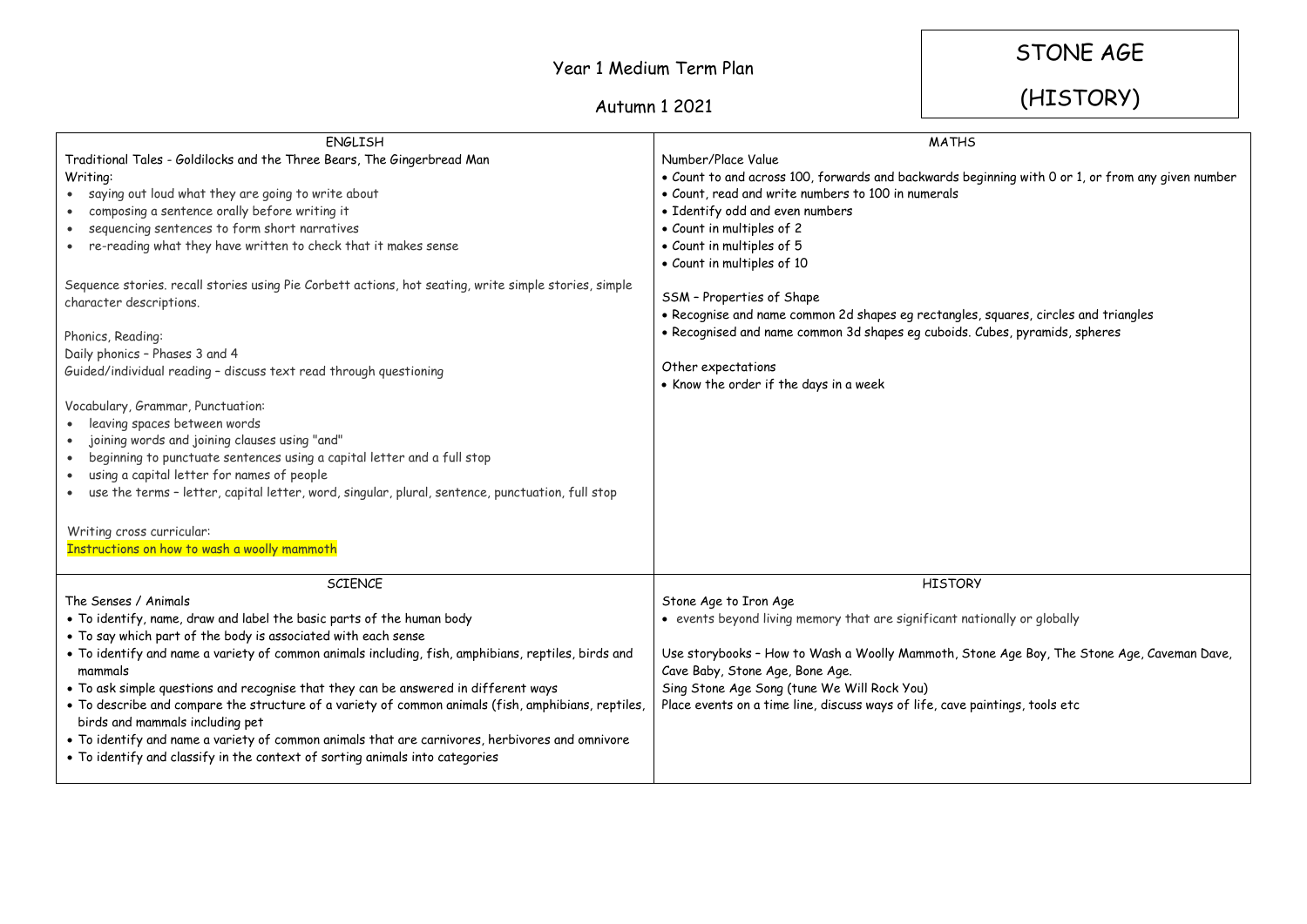# Year 1 Medium Term Plan

## Autumn 1 2021

# STONE AGE

# (HISTORY)

## ENGLISH

Traditional Tales - Goldilocks and the Three Bears, The Gingerbread Man

Writing:

- saying out loud what they are going to write about
- composing a sentence orally before writing it
- sequencing sentences to form short narratives
- re-reading what they have written to check that it makes sense

Sequence stories. recall stories using Pie Corbett actions, hot seating, write simple stories, simple character descriptions.

Phonics, Reading:

Daily phonics – Phases 3 and 4

Guided/individual reading – discuss text read through questioning

Vocabulary, Grammar, Punctuation:

- leaving spaces between words
- joining words and joining clauses using "and"
- beginning to punctuate sentences using a capital letter and a full stop
- using a capital letter for names of people
- use the terms – letter, capital letter, word, singular, plural, sentence, punctuation, full stop

Writing cross curricular:

Instructions on how to wash a woolly mammoth

## MATHS

Number/Place Value

- Count to and across 100, forwards and backwards beginning with 0 or 1, or from any given number
- Count, read and write numbers to 100 in numerals
- Identify odd and even numbers
- Count in multiples of 2
- Count in multiples of 5
- Count in multiples of 10

SSM – Properties of Shape

- Recognise and name common 2d shapes eg rectangles, squares, circles and triangles
- Recognised and name common 3d shapes eg cuboids. Cubes, pyramids, spheres

Other expectations

- Know the order if the days in a week

## SCIENCE

The Senses / Animals

- To identify, name, draw and label the basic parts of the human body
- To say which part of the body is associated with each sense
- To identify and name a variety of common animals including, fish, amphibians, reptiles, birds and mammals
- To ask simple questions and recognise that they can be answered in different ways
- To describe and compare the structure of a variety of common animals (fish, amphibians, reptiles, birds and mammals including pet
- To identify and name a variety of common animals that are carnivores, herbivores and omnivore
- To identify and classify in the context of sorting animals into categories

## HISTORY

Stone Age to Iron Age

- events beyond living memory that are significant nationally or globally

Use storybooks – How to Wash a Woolly Mammoth, Stone Age Boy, The Stone Age, Caveman Dave, Cave Baby, Stone Age, Bone Age.

Sing Stone Age Song (tune We Will Rock You)

Place events on a time line, discuss ways of life, cave paintings, tools etc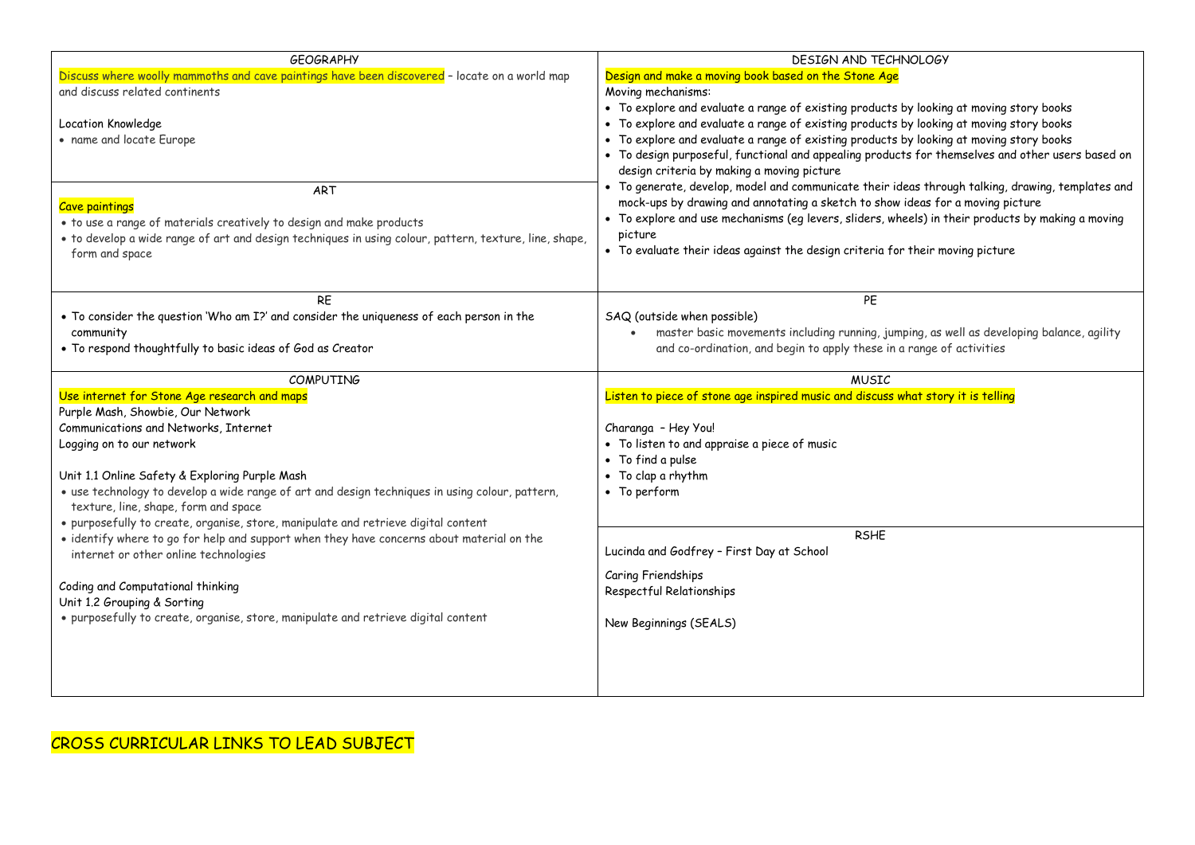## GEOGRAPHY

Discuss where woolly mammoths and cave paintings have been discovered – locate on a world map and discuss related continents

Location Knowledge

- name and locate Europe

## ART

Cave paintings

- to use a range of materials creatively to design and make products
- to develop a wide range of art and design techniques in using colour, pattern, texture, line, shape, form and space

## DESIGN AND TECHNOLOGY

Design and make a moving book based on the Stone Age

Moving mechanisms:

- To explore and evaluate a range of existing products by looking at moving story books
- To explore and evaluate a range of existing products by looking at moving story books
- To explore and evaluate a range of existing products by looking at moving story books
- To design purposeful, functional and appealing products for themselves and other users based on design criteria by making a moving picture
- To generate, develop, model and communicate their ideas through talking, drawing, templates and mock-ups by drawing and annotating a sketch to show ideas for a moving picture
- To explore and use mechanisms (eg levers, sliders, wheels) in their products by making a moving picture
- To evaluate their ideas against the design criteria for their moving picture

## RE

- To consider the question 'Who am I?' and consider the uniqueness of each person in the community
- To respond thoughtfully to basic ideas of God as Creator

## PE

SAQ (outside when possible)

- master basic movements including running, jumping, as well as developing balance, agility and co-ordination, and begin to apply these in a range of activities

## COMPUTING

Use internet for Stone Age research and maps

Purple Mash, Showbie, Our Network

Communications and Networks, Internet

Logging on to our network

Unit 1.1 Online Safety & Exploring Purple Mash

- use technology to develop a wide range of art and design techniques in using colour, pattern, texture, line, shape, form and space
- purposefully to create, organise, store, manipulate and retrieve digital content
- identify where to go for help and support when they have concerns about material on the internet or other online technologies

Coding and Computational thinking

Unit 1.2 Grouping & Sorting

- purposefully to create, organise, store, manipulate and retrieve digital content

## MUSIC

Listen to piece of stone age inspired music and discuss what story it is telling

Charanga – Hey You!

- To listen to and appraise a piece of music
- To find a pulse
- To clap a rhythm
- To perform

## RSHE

Lucinda and Godfrey – First Day at School

Caring Friendships

Respectful Relationships

New Beginnings (SEALS)

CROSS CURRICULAR LINKS TO LEAD SUBJECT